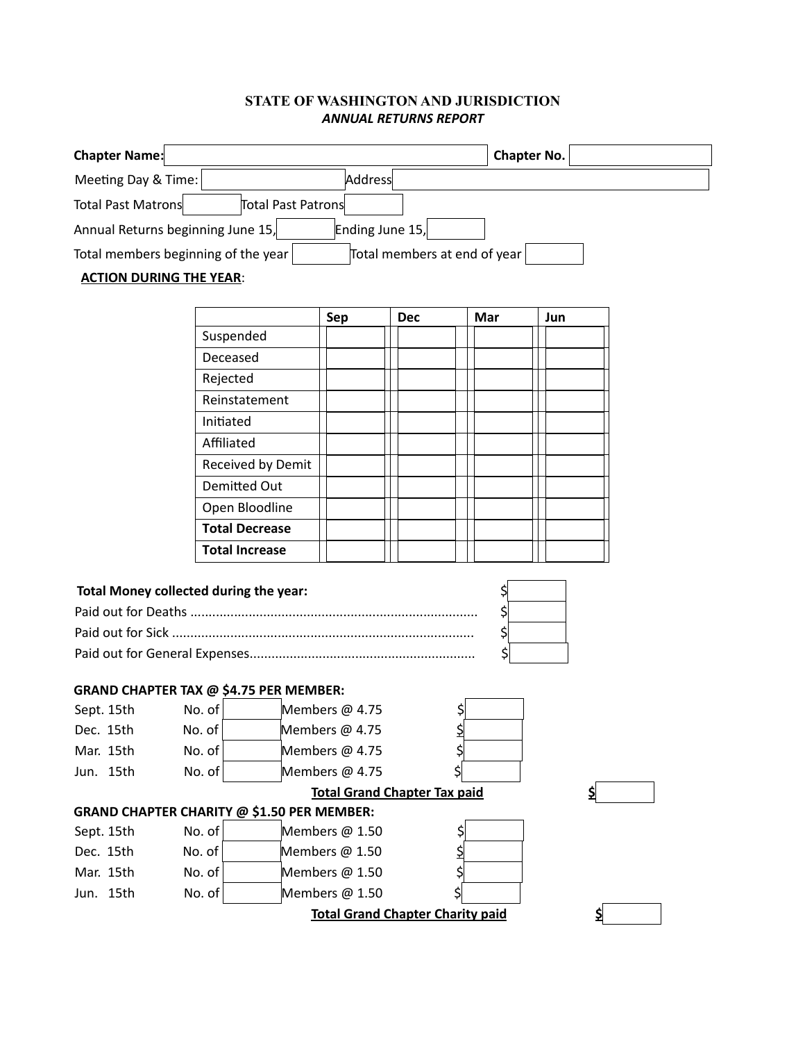# STATE OF WASHINGTON AND JURISDICTION

***ANNUAL RETURNS REPORT***

**Chapter Name:** &nbsp;&nbsp;&nbsp;&nbsp; **Chapter No.**

Meeting Day & Time: &nbsp;&nbsp;&nbsp;&nbsp; Address

Total Past Matrons &nbsp;&nbsp;&nbsp;&nbsp; Total Past Patrons

Annual Returns beginning June 15, &nbsp;&nbsp;&nbsp;&nbsp; Ending June 15,

Total members beginning of the year &nbsp;&nbsp;&nbsp;&nbsp; Total members at end of year

**ACTION DURING THE YEAR**:

| | Sep | Dec | Mar | Jun |
|---|---|---|---|---|
| Suspended | | | | |
| Deceased | | | | |
| Rejected | | | | |
| Reinstatement | | | | |
| Initiated | | | | |
| Affiliated | | | | |
| Received by Demit | | | | |
| Demitted Out | | | | |
| Open Bloodline | | | | |
| **Total Decrease** | | | | |
| **Total Increase** | | | | |

**Total Money collected during the year:** $

Paid out for Deaths .............................................................................. $

Paid out for Sick .................................................................................. $

Paid out for General Expenses............................................................. $

**GRAND CHAPTER TAX @ $4.75 PER MEMBER:**

| | | | | |
|---|---|---|---|---|
| Sept. 15th | No. of | | Members @ 4.75 | $ |
| Dec. 15th | No. of | | Members @ 4.75 | $ |
| Mar. 15th | No. of | | Members @ 4.75 | $ |
| Jun. 15th | No. of | | Members @ 4.75 | $ |

**Total Grand Chapter Tax paid** **$**

**GRAND CHAPTER CHARITY @ $1.50 PER MEMBER:**

| | | | | |
|---|---|---|---|---|
| Sept. 15th | No. of | | Members @ 1.50 | $ |
| Dec. 15th | No. of | | Members @ 1.50 | $ |
| Mar. 15th | No. of | | Members @ 1.50 | $ |
| Jun. 15th | No. of | | Members @ 1.50 | $ |

**Total Grand Chapter Charity paid** **$**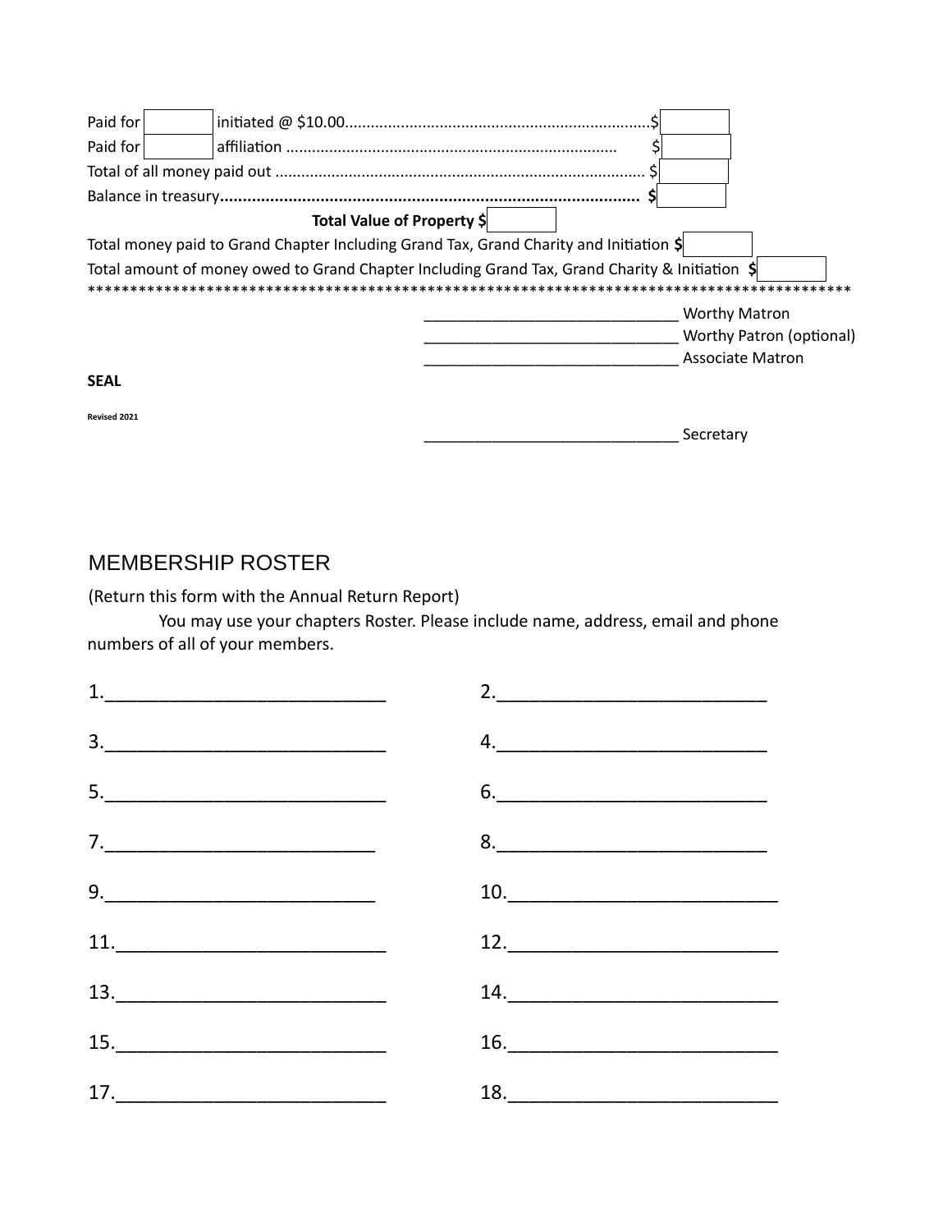Paid for ______ initiated @ $10.00........................................................................$ ______

Paid for ______ affiliation ............................................................................ $ ______

Total of all money paid out ..................................................................................... $ ______

Balance in treasury**........................................................................................... $** ______

**Total Value of Property $** ______

Total money paid to Grand Chapter Including Grand Tax, Grand Charity and Initiation **$** ______

Total amount of money owed to Grand Chapter Including Grand Tax, Grand Charity & Initiation **$** ______

******************************************************************************************

_____________________________ Worthy Matron

_____________________________ Worthy Patron (optional)

_____________________________ Associate Matron

**SEAL**

**Revised 2021**

_____________________________ Secretary

## MEMBERSHIP ROSTER

(Return this form with the Annual Return Report)

You may use your chapters Roster. Please include name, address, email and phone numbers of all of your members.

1.___________________________ 2.___________________________

3.___________________________ 4.___________________________

5.___________________________ 6.___________________________

7.___________________________ 8.___________________________

9.___________________________ 10.___________________________

11.___________________________ 12.___________________________

13.___________________________ 14.___________________________

15.___________________________ 16.___________________________

17.___________________________ 18.___________________________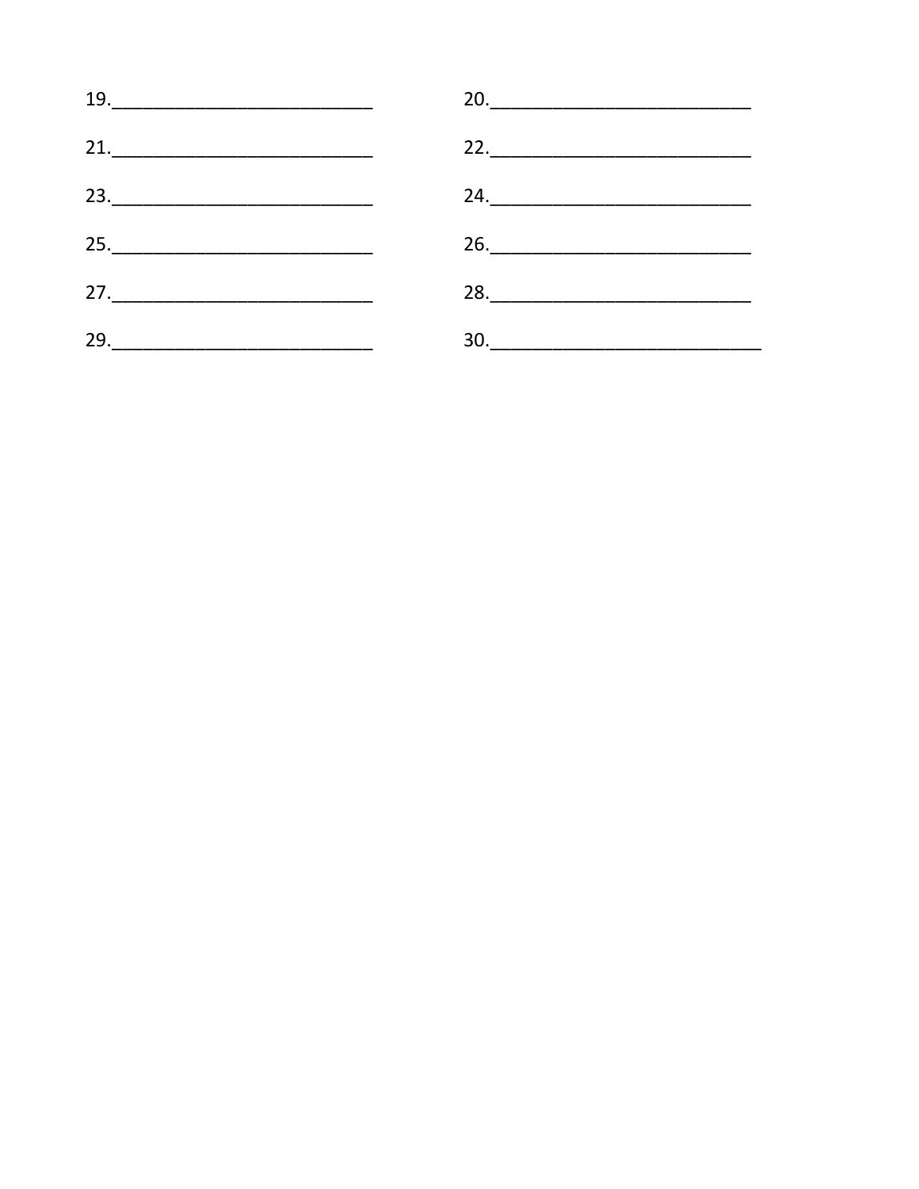19.___________________________ 20.___________________________

21.___________________________ 22.___________________________

23.___________________________ 24.___________________________

25.___________________________ 26.___________________________

27.___________________________ 28.___________________________

29.___________________________ 30.____________________________